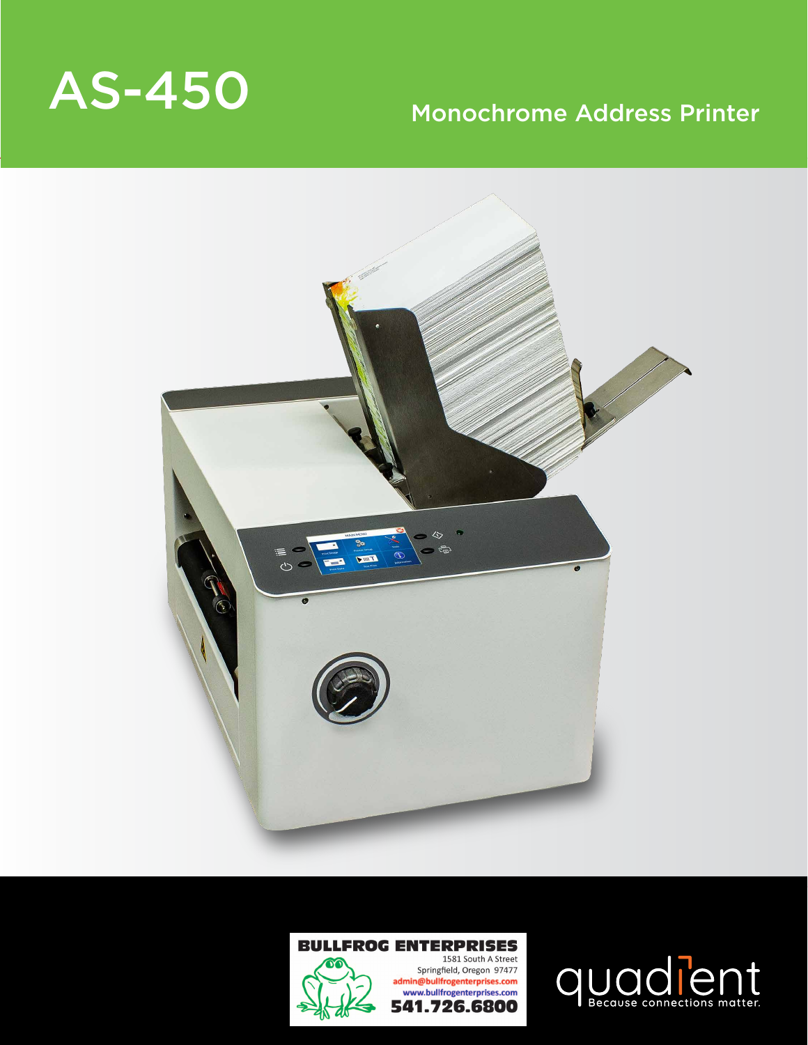# AS-450

## Monochrome Address Printer

**BULLFROG ENTERPRISES**
1581 South A Street
Springfield, Oregon 97477
admin@bullfrogenterprises.com
www.bullfrogenterprises.com
**541.726.6800**

quadient
Because connections matter.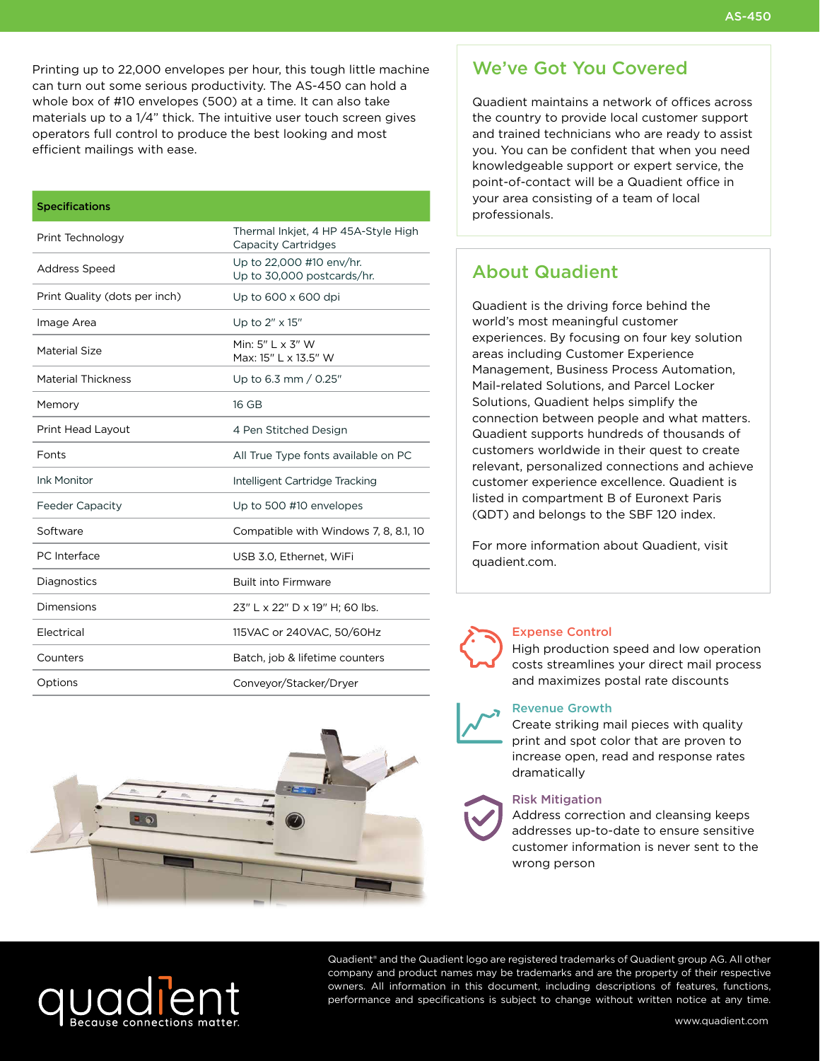Printing up to 22,000 envelopes per hour, this tough little machine can turn out some serious productivity. The AS-450 can hold a whole box of #10 envelopes (500) at a time. It can also take materials up to a 1/4" thick. The intuitive user touch screen gives operators full control to produce the best looking and most efficient mailings with ease.

| Specifications | |
|---|---|
| Print Technology | Thermal Inkjet, 4 HP 45A-Style High Capacity Cartridges |
| Address Speed | Up to 22,000 #10 env/hr.<br>Up to 30,000 postcards/hr. |
| Print Quality (dots per inch) | Up to 600 x 600 dpi |
| Image Area | Up to 2" x 15" |
| Material Size | Min: 5" L x 3" W<br>Max: 15" L x 13.5" W |
| Material Thickness | Up to 6.3 mm / 0.25" |
| Memory | 16 GB |
| Print Head Layout | 4 Pen Stitched Design |
| Fonts | All True Type fonts available on PC |
| Ink Monitor | Intelligent Cartridge Tracking |
| Feeder Capacity | Up to 500 #10 envelopes |
| Software | Compatible with Windows 7, 8, 8.1, 10 |
| PC Interface | USB 3.0, Ethernet, WiFi |
| Diagnostics | Built into Firmware |
| Dimensions | 23" L x 22" D x 19" H; 60 lbs. |
| Electrical | 115VAC or 240VAC, 50/60Hz |
| Counters | Batch, job & lifetime counters |
| Options | Conveyor/Stacker/Dryer |

## We've Got You Covered

Quadient maintains a network of offices across the country to provide local customer support and trained technicians who are ready to assist you. You can be confident that when you need knowledgeable support or expert service, the point-of-contact will be a Quadient office in your area consisting of a team of local professionals.

## About Quadient

Quadient is the driving force behind the world's most meaningful customer experiences. By focusing on four key solution areas including Customer Experience Management, Business Process Automation, Mail-related Solutions, and Parcel Locker Solutions, Quadient helps simplify the connection between people and what matters. Quadient supports hundreds of thousands of customers worldwide in their quest to create relevant, personalized connections and achieve customer experience excellence. Quadient is listed in compartment B of Euronext Paris (QDT) and belongs to the SBF 120 index.

For more information about Quadient, visit quadient.com.

### Expense Control

High production speed and low operation costs streamlines your direct mail process and maximizes postal rate discounts

### Revenue Growth

Create striking mail pieces with quality print and spot color that are proven to increase open, read and response rates dramatically

### Risk Mitigation

Address correction and cleansing keeps addresses up-to-date to ensure sensitive customer information is never sent to the wrong person

quadient
Because connections matter.

Quadient® and the Quadient logo are registered trademarks of Quadient group AG. All other company and product names may be trademarks and are the property of their respective owners. All information in this document, including descriptions of features, functions, performance and specifications is subject to change without written notice at any time.

www.quadient.com